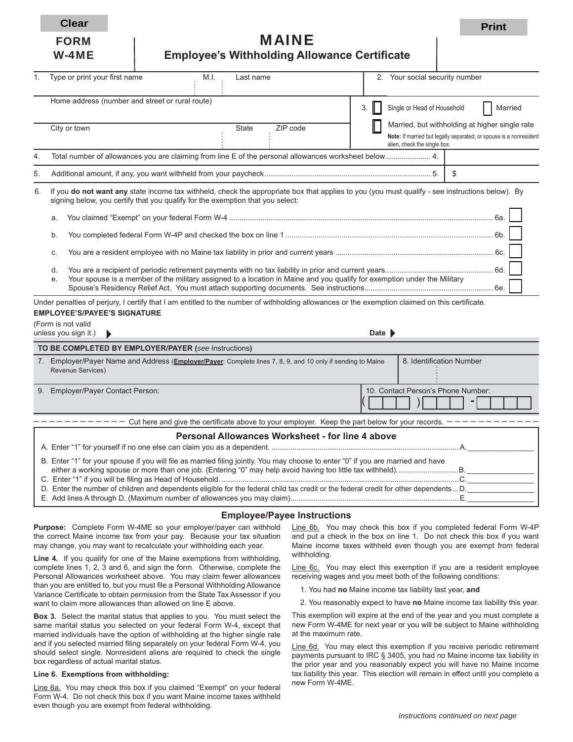Clear

Print

# FORM W-4ME

# MAINE
## Employee's Withholding Allowance Certificate

1. Type or print your first name | M.I. | Last name

2. Your social security number

Home address (number and street or rural route)

3. ☐ Single or Head of Household ☐ Married

☐ Married, but withholding at higher single rate

**Note:** If married but legally separated, or spouse is a nonresident alien, check the single box.

City or town | State | ZIP code

4. Total number of allowances you are claiming from line E of the personal allowances worksheet below...................... 4.

5. Additional amount, if any, you want withheld from your paycheck............................................................................... 5. $

6. If you **do not want any** state income tax withheld, check the appropriate box that applies to you (you must qualify - see instructions below). By signing below, you certify that you qualify for the exemption that you select:

   a. You claimed "Exempt" on your federal Form W-4 ............................................................................................................. 6a. ☐

   b. You completed federal Form W-4P and checked the box on line 1 ................................................................................... 6b. ☐

   c. You are a resident employee with no Maine tax liability in prior and current years ........................................................... 6c. ☐

   d. You are a recipient of periodic retirement payments with no tax liability in prior and current years................................... 6d. ☐

   e. Your spouse is a member of the military assigned to a location in Maine and you qualify for exemption under the Military Spouse's Residency Relief Act. You must attach supporting documents. See instructions.............................................................. 6e. ☐

Under penalties of perjury, I certify that I am entitled to the number of withholding allowances or the exemption claimed on this certificate.

**EMPLOYEE'S/PAYEE'S SIGNATURE**

(Form is not valid unless you sign it.) ▶ Date ▶

**TO BE COMPLETED BY EMPLOYER/PAYER (***see* Instructions**)**

7. Employer/Payer Name and Address (**Employer/Payer**: Complete lines 7, 8, 9, and 10 only if sending to Maine Revenue Services)

8. Identification Number

9. Employer/Payer Contact Person:

10. Contact Person's Phone Number: ( ) -

– – – – – – – – – – – – Cut here and give the certificate above to your employer. Keep the part below for your records. – – – – – – – – – – – –

### Personal Allowances Worksheet - for line 4 above

A. Enter "1" for yourself if no one else can claim you as a dependent. ..........................................................................................A. ________

B. Enter "1" for your spouse if you will file as married filing jointly. You may choose to enter "0" if you are married and have either a working spouse or more than one job. (Entering "0" may help avoid having too little tax withheld)..............................B. ________

C. Enter "1" if you will be filing as Head of Household. ..................................................................................................................C. ________

D. Enter the number of children and dependents eligible for the federal child tax credit or the federal credit for other dependents.... D. ________

E. Add lines A through D. (Maximum number of allowances you may claim).................................................................................E. ________

## Employee/Payee Instructions

**Purpose:** Complete Form W-4ME so your employer/payer can withhold the correct Maine income tax from your pay. Because your tax situation may change, you may want to recalculate your withholding each year.

**Line 4.** If you qualify for one of the Maine exemptions from withholding, complete lines 1, 2, 3 and 6, and sign the form. Otherwise, complete the Personal Allowances worksheet above. You may claim fewer allowances than you are entitled to, but you must file a Personal Withholding Allowance Variance Certificate to obtain permission from the State Tax Assessor if you want to claim more allowances than allowed on line E above.

**Box 3.** Select the marital status that applies to you. You must select the same marital status you selected on your federal Form W-4, except that married individuals have the option of withholding at the higher single rate and if you selected married filing separately on your federal Form W-4, you should select single. Nonresident aliens are required to check the single box regardless of actual marital status.

**Line 6. Exemptions from withholding:**

Line 6a. You may check this box if you claimed "Exempt" on your federal Form W-4. Do not check this box if you want Maine income taxes withheld even though you are exempt from federal withholding.

Line 6b. You may check this box if you completed federal Form W-4P and put a check in the box on line 1. Do not check this box if you want Maine income taxes withheld even though you are exempt from federal withholding.

Line 6c. You may elect this exemption if you are a resident employee receiving wages and you meet both of the following conditions:

1. You had **no** Maine income tax liability last year, **and**
2. You reasonably expect to have **no** Maine income tax liability this year.

This exemption will expire at the end of the year and you must complete a new Form W-4ME for next year or you will be subject to Maine withholding at the maximum rate.

Line 6d. You may elect this exemption if you receive periodic retirement payments pursuant to IRC § 3405, you had no Maine income tax liability in the prior year and you reasonably expect you will have no Maine income tax liability this year. This election will remain in effect until you complete a new Form W-4ME.

*Instructions continued on next page*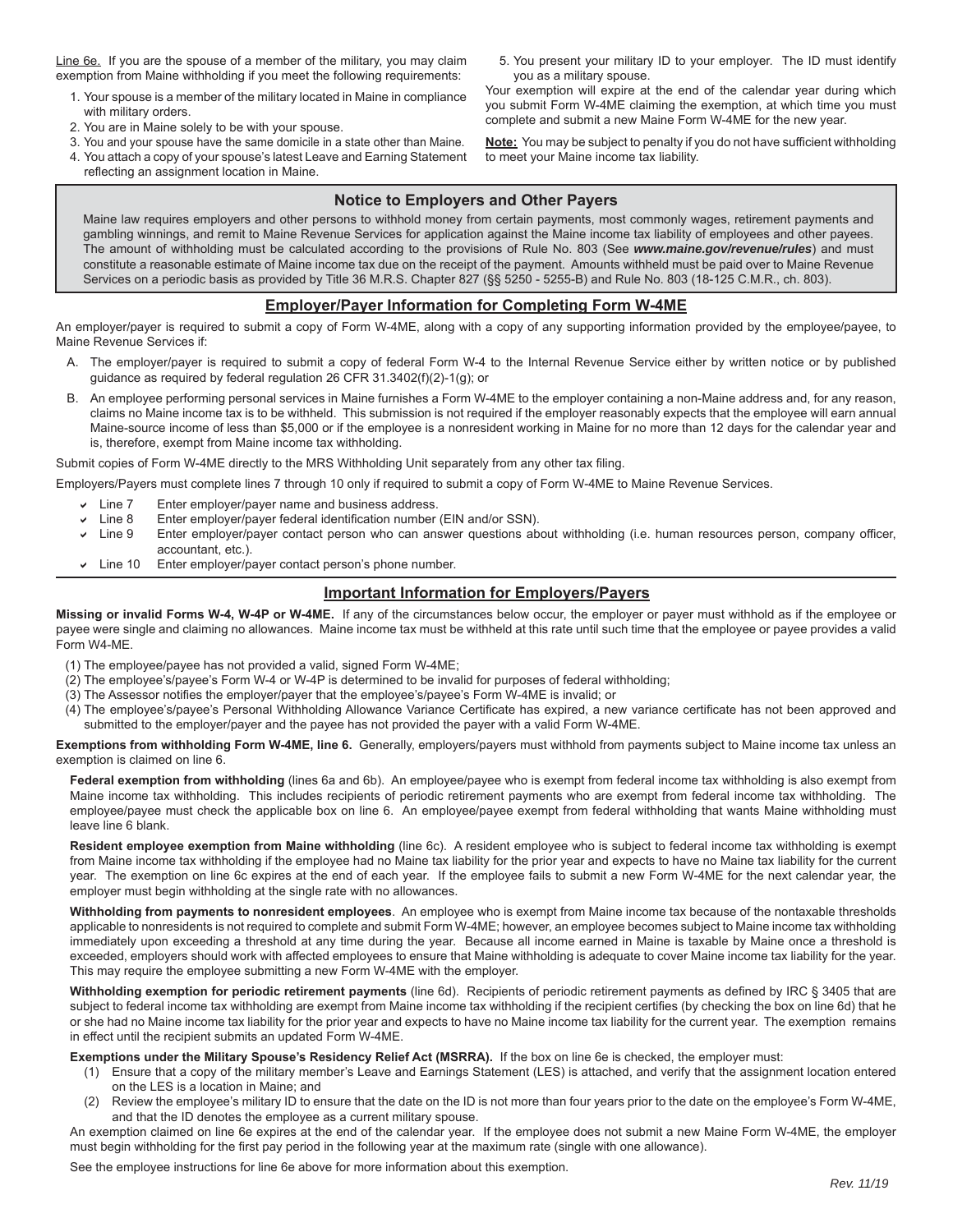Line 6e. If you are the spouse of a member of the military, you may claim exemption from Maine withholding if you meet the following requirements:

1. Your spouse is a member of the military located in Maine in compliance with military orders.
2. You are in Maine solely to be with your spouse.
3. You and your spouse have the same domicile in a state other than Maine.
4. You attach a copy of your spouse's latest Leave and Earning Statement reflecting an assignment location in Maine.
5. You present your military ID to your employer. The ID must identify you as a military spouse.

Your exemption will expire at the end of the calendar year during which you submit Form W-4ME claiming the exemption, at which time you must complete and submit a new Maine Form W-4ME for the new year.

**Note:** You may be subject to penalty if you do not have sufficient withholding to meet your Maine income tax liability.

## Notice to Employers and Other Payers

Maine law requires employers and other persons to withhold money from certain payments, most commonly wages, retirement payments and gambling winnings, and remit to Maine Revenue Services for application against the Maine income tax liability of employees and other payees. The amount of withholding must be calculated according to the provisions of Rule No. 803 (See ***www.maine.gov/revenue/rules***) and must constitute a reasonable estimate of Maine income tax due on the receipt of the payment. Amounts withheld must be paid over to Maine Revenue Services on a periodic basis as provided by Title 36 M.R.S. Chapter 827 (§§ 5250 - 5255-B) and Rule No. 803 (18-125 C.M.R., ch. 803).

## Employer/Payer Information for Completing Form W-4ME

An employer/payer is required to submit a copy of Form W-4ME, along with a copy of any supporting information provided by the employee/payee, to Maine Revenue Services if:

A. The employer/payer is required to submit a copy of federal Form W-4 to the Internal Revenue Service either by written notice or by published guidance as required by federal regulation 26 CFR 31.3402(f)(2)-1(g); or

B. An employee performing personal services in Maine furnishes a Form W-4ME to the employer containing a non-Maine address and, for any reason, claims no Maine income tax is to be withheld. This submission is not required if the employer reasonably expects that the employee will earn annual Maine-source income of less than $5,000 or if the employee is a nonresident working in Maine for no more than 12 days for the calendar year and is, therefore, exempt from Maine income tax withholding.

Submit copies of Form W-4ME directly to the MRS Withholding Unit separately from any other tax filing.

Employers/Payers must complete lines 7 through 10 only if required to submit a copy of Form W-4ME to Maine Revenue Services.

- ✔ Line 7 Enter employer/payer name and business address.
- ✔ Line 8 Enter employer/payer federal identification number (EIN and/or SSN).
- ✔ Line 9 Enter employer/payer contact person who can answer questions about withholding (i.e. human resources person, company officer, accountant, etc.).
- ✔ Line 10 Enter employer/payer contact person's phone number.

## Important Information for Employers/Payers

**Missing or invalid Forms W-4, W-4P or W-4ME.** If any of the circumstances below occur, the employer or payer must withhold as if the employee or payee were single and claiming no allowances. Maine income tax must be withheld at this rate until such time that the employee or payee provides a valid Form W4-ME.

(1) The employee/payee has not provided a valid, signed Form W-4ME;
(2) The employee's/payee's Form W-4 or W-4P is determined to be invalid for purposes of federal withholding;
(3) The Assessor notifies the employer/payer that the employee's/payee's Form W-4ME is invalid; or
(4) The employee's/payee's Personal Withholding Allowance Variance Certificate has expired, a new variance certificate has not been approved and submitted to the employer/payer and the payee has not provided the payer with a valid Form W-4ME.

**Exemptions from withholding Form W-4ME, line 6.** Generally, employers/payers must withhold from payments subject to Maine income tax unless an exemption is claimed on line 6.

**Federal exemption from withholding** (lines 6a and 6b). An employee/payee who is exempt from federal income tax withholding is also exempt from Maine income tax withholding. This includes recipients of periodic retirement payments who are exempt from federal income tax withholding. The employee/payee must check the applicable box on line 6. An employee/payee exempt from federal withholding that wants Maine withholding must leave line 6 blank.

**Resident employee exemption from Maine withholding** (line 6c). A resident employee who is subject to federal income tax withholding is exempt from Maine income tax withholding if the employee had no Maine tax liability for the prior year and expects to have no Maine tax liability for the current year. The exemption on line 6c expires at the end of each year. If the employee fails to submit a new Form W-4ME for the next calendar year, the employer must begin withholding at the single rate with no allowances.

**Withholding from payments to nonresident employees**. An employee who is exempt from Maine income tax because of the nontaxable thresholds applicable to nonresidents is not required to complete and submit Form W-4ME; however, an employee becomes subject to Maine income tax withholding immediately upon exceeding a threshold at any time during the year. Because all income earned in Maine is taxable by Maine once a threshold is exceeded, employers should work with affected employees to ensure that Maine withholding is adequate to cover Maine income tax liability for the year. This may require the employee submitting a new Form W-4ME with the employer.

**Withholding exemption for periodic retirement payments** (line 6d). Recipients of periodic retirement payments as defined by IRC § 3405 that are subject to federal income tax withholding are exempt from Maine income tax withholding if the recipient certifies (by checking the box on line 6d) that he or she had no Maine income tax liability for the prior year and expects to have no Maine income tax liability for the current year. The exemption remains in effect until the recipient submits an updated Form W-4ME.

**Exemptions under the Military Spouse's Residency Relief Act (MSRRA).** If the box on line 6e is checked, the employer must:

(1) Ensure that a copy of the military member's Leave and Earnings Statement (LES) is attached, and verify that the assignment location entered on the LES is a location in Maine; and
(2) Review the employee's military ID to ensure that the date on the ID is not more than four years prior to the date on the employee's Form W-4ME, and that the ID denotes the employee as a current military spouse.

An exemption claimed on line 6e expires at the end of the calendar year. If the employee does not submit a new Maine Form W-4ME, the employer must begin withholding for the first pay period in the following year at the maximum rate (single with one allowance).

See the employee instructions for line 6e above for more information about this exemption.

*Rev. 11/19*